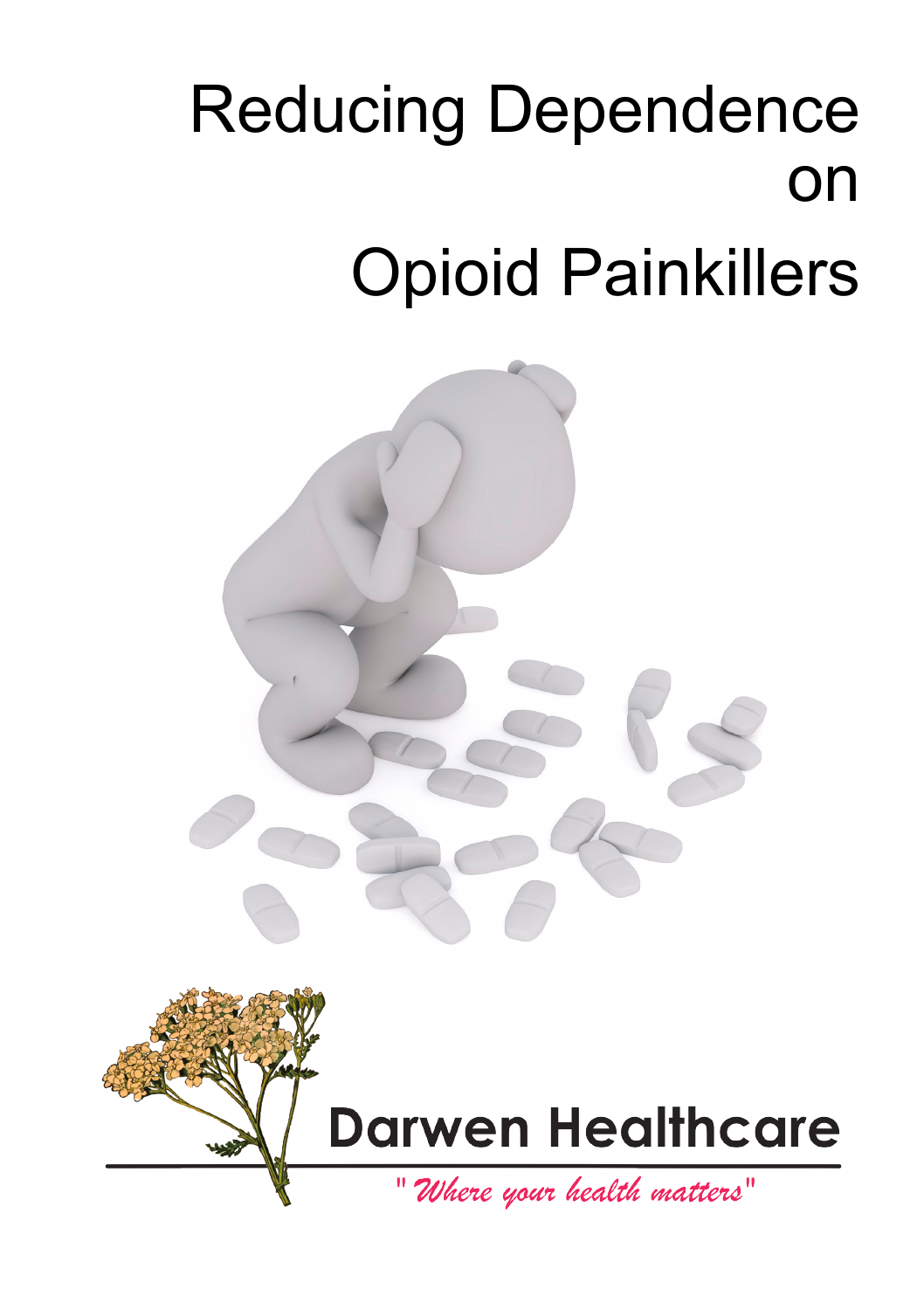# Reducing Dependence on Opioid Painkillers

Darwen Healthcare

*"Where your health matters"*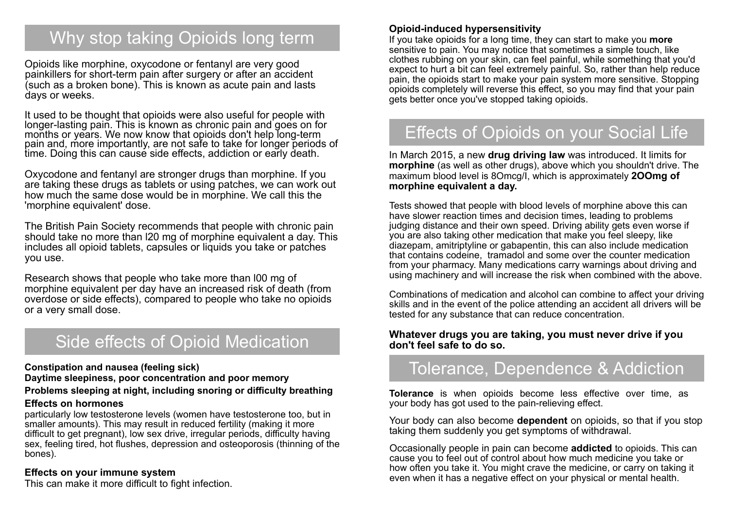## Why stop taking Opioids long term

Opioids like morphine, oxycodone or fentanyl are very good painkillers for short-term pain after surgery or after an accident (such as a broken bone). This is known as acute pain and lasts days or weeks.

It used to be thought that opioids were also useful for people with longer-lasting pain. This is known as chronic pain and goes on for months or years. We now know that opioids don't help long-term pain and, more importantly, are not safe to take for longer periods of time. Doing this can cause side effects, addiction or early death.

Oxycodone and fentanyl are stronger drugs than morphine. If you are taking these drugs as tablets or using patches, we can work out how much the same dose would be in morphine. We call this the 'morphine equivalent' dose.

The British Pain Society recommends that people with chronic pain should take no more than l20 mg of morphine equivalent a day. This includes all opioid tablets, capsules or liquids you take or patches you use.

Research shows that people who take more than l00 mg of morphine equivalent per day have an increased risk of death (from overdose or side effects), compared to people who take no opioids or a very small dose.

## Side effects of Opioid Medication

**Constipation and nausea (feeling sick)**

**Daytime sleepiness, poor concentration and poor memory**

**Problems sleeping at night, including snoring or difficulty breathing**

**Effects on hormones**

particularly low testosterone levels (women have testosterone too, but in smaller amounts). This may result in reduced fertility (making it more difficult to get pregnant), low sex drive, irregular periods, difficulty having sex, feeling tired, hot flushes, depression and osteoporosis (thinning of the bones).

**Effects on your immune system**

This can make it more difficult to fight infection.

**Opioid-induced hypersensitivity**

If you take opioids for a long time, they can start to make you **more** sensitive to pain. You may notice that sometimes a simple touch, like clothes rubbing on your skin, can feel painful, while something that you'd expect to hurt a bit can feel extremely painful. So, rather than help reduce pain, the opioids start to make your pain system more sensitive. Stopping opioids completely will reverse this effect, so you may find that your pain gets better once you've stopped taking opioids.

## Effects of Opioids on your Social Life

In March 2015, a new **drug driving law** was introduced. It limits for **morphine** (as well as other drugs), above which you shouldn't drive. The maximum blood level is 8Omcg/l, which is approximately **2OOmg of morphine equivalent a day.**

Tests showed that people with blood levels of morphine above this can have slower reaction times and decision times, leading to problems judging distance and their own speed. Driving ability gets even worse if you are also taking other medication that make you feel sleepy, like diazepam, amitriptyline or gabapentin, this can also include medication that contains codeine, tramadol and some over the counter medication from your pharmacy. Many medications carry warnings about driving and using machinery and will increase the risk when combined with the above.

Combinations of medication and alcohol can combine to affect your driving skills and in the event of the police attending an accident all drivers will be tested for any substance that can reduce concentration.

**Whatever drugs you are taking, you must never drive if you don't feel safe to do so.**

## Tolerance, Dependence & Addiction

**Tolerance** is when opioids become less effective over time, as your body has got used to the pain-relieving effect.

Your body can also become **dependent** on opioids, so that if you stop taking them suddenly you get symptoms of withdrawal.

Occasionally people in pain can become **addicted** to opioids. This can cause you to feel out of control about how much medicine you take or how often you take it. You might crave the medicine, or carry on taking it even when it has a negative effect on your physical or mental health.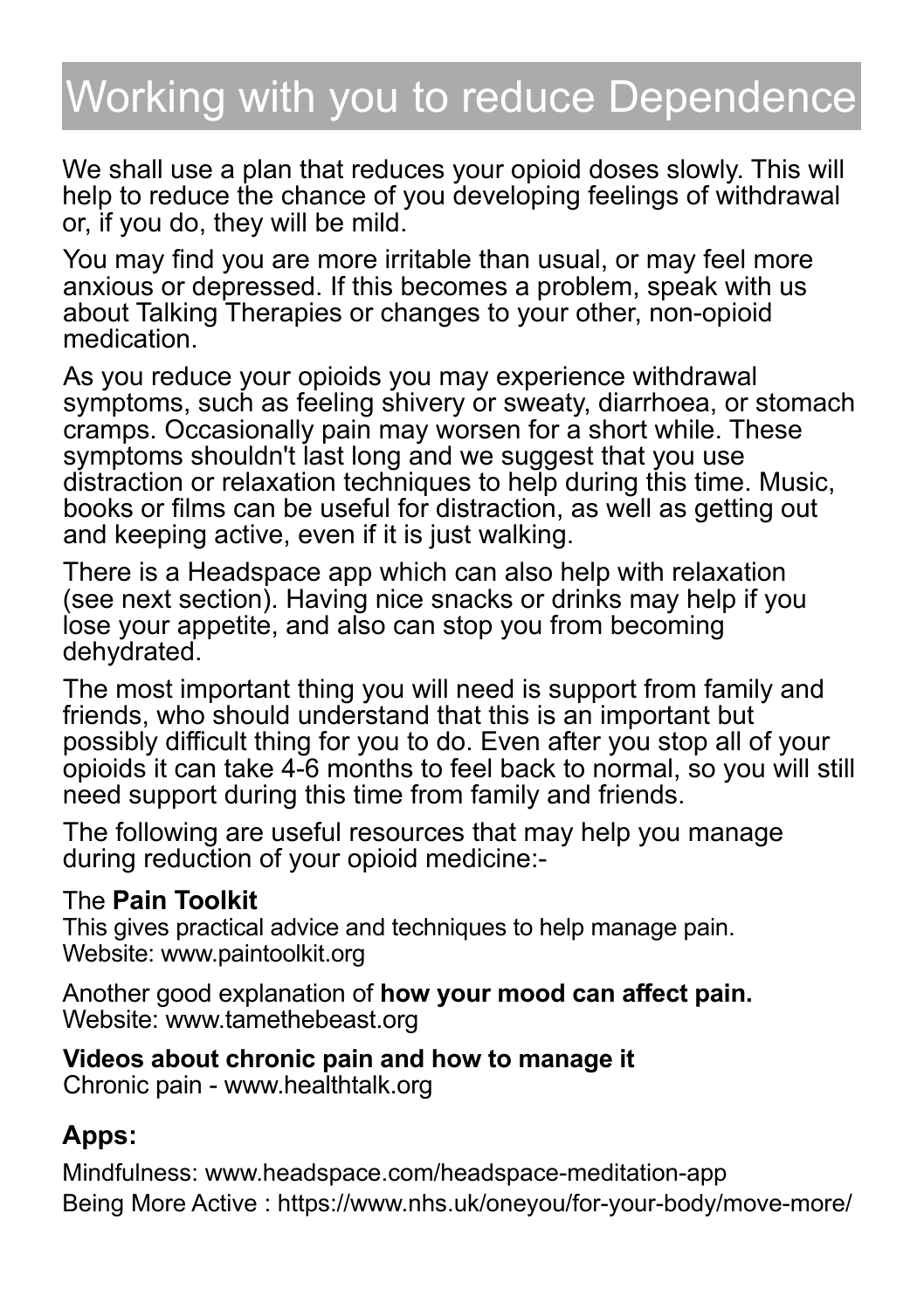# Working with you to reduce Dependence

We shall use a plan that reduces your opioid doses slowly. This will help to reduce the chance of you developing feelings of withdrawal or, if you do, they will be mild.

You may find you are more irritable than usual, or may feel more anxious or depressed. If this becomes a problem, speak with us about Talking Therapies or changes to your other, non-opioid medication.

As you reduce your opioids you may experience withdrawal symptoms, such as feeling shivery or sweaty, diarrhoea, or stomach cramps. Occasionally pain may worsen for a short while. These symptoms shouldn't last long and we suggest that you use distraction or relaxation techniques to help during this time. Music, books or films can be useful for distraction, as well as getting out and keeping active, even if it is just walking.

There is a Headspace app which can also help with relaxation (see next section). Having nice snacks or drinks may help if you lose your appetite, and also can stop you from becoming dehydrated.

The most important thing you will need is support from family and friends, who should understand that this is an important but possibly difficult thing for you to do. Even after you stop all of your opioids it can take 4-6 months to feel back to normal, so you will still need support during this time from family and friends.

The following are useful resources that may help you manage during reduction of your opioid medicine:-

The **Pain Toolkit**
This gives practical advice and techniques to help manage pain.
Website: www.paintoolkit.org

Another good explanation of **how your mood can affect pain.**
Website: www.tamethebeast.org

**Videos about chronic pain and how to manage it**
Chronic pain - www.healthtalk.org

## Apps:

Mindfulness: www.headspace.com/headspace-meditation-app
Being More Active : https://www.nhs.uk/oneyou/for-your-body/move-more/